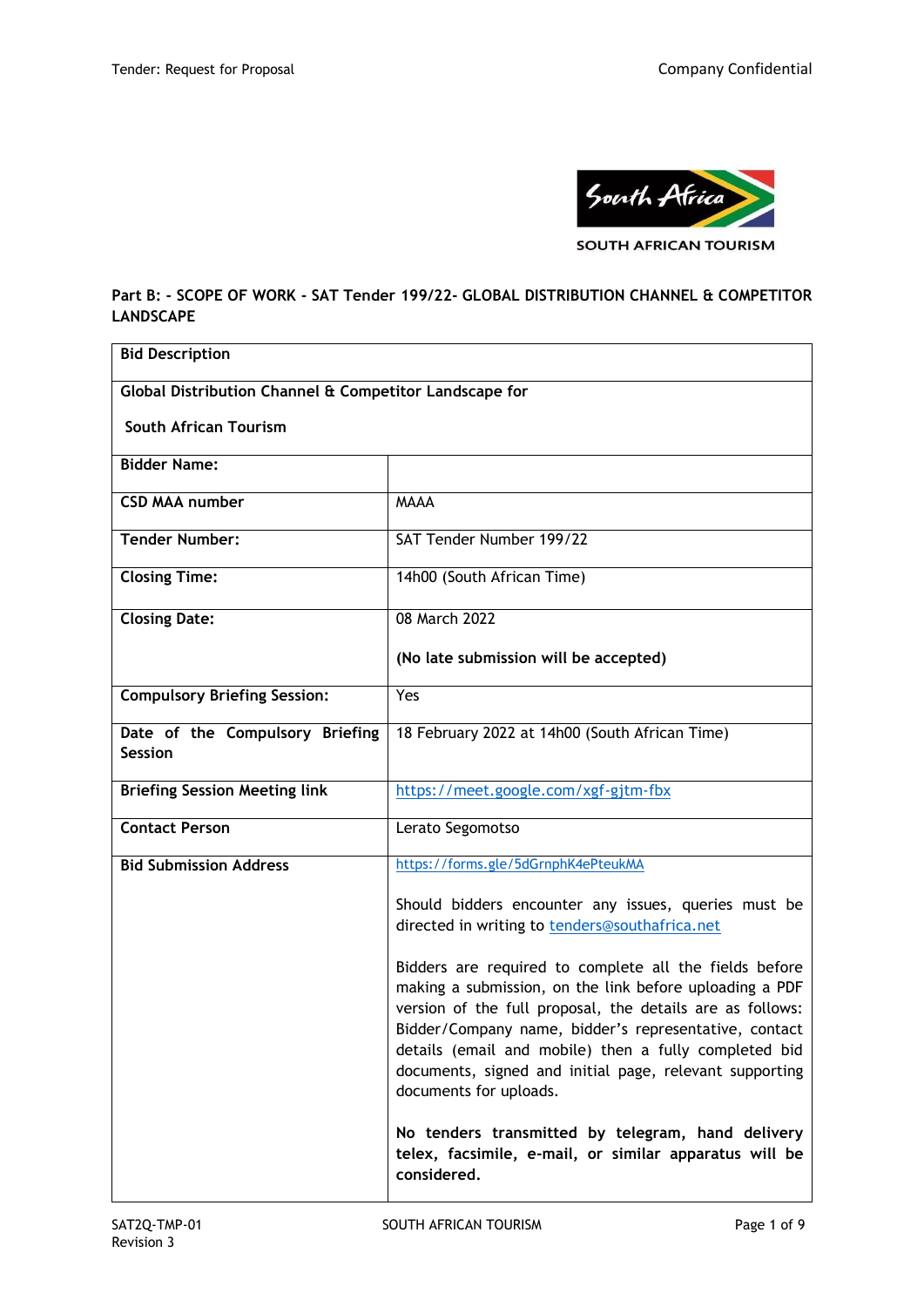## Part B: - SCOPE OF WORK - SAT Tender 199/22- GLOBAL DISTRIBUTION CHANNEL & COMPETITOR LANDSCAPE

| **Bid Description** | |
|---|---|
| **Global Distribution Channel & Competitor Landscape for South African Tourism** | |
| **Bidder Name:** | |
| **CSD MAA number** | MAAA |
| **Tender Number:** | SAT Tender Number 199/22 |
| **Closing Time:** | 14h00 (South African Time) |
| **Closing Date:** | 08 March 2022<br><br>**(No late submission will be accepted)** |
| **Compulsory Briefing Session:** | Yes |
| **Date of the Compulsory Briefing Session** | 18 February 2022 at 14h00 (South African Time) |
| **Briefing Session Meeting link** | https://meet.google.com/xgf-gjtm-fbx |
| **Contact Person** | Lerato Segomotso |
| **Bid Submission Address** | https://forms.gle/5dGrnphK4ePteukMA<br><br>Should bidders encounter any issues, queries must be directed in writing to tenders@southafrica.net<br><br>Bidders are required to complete all the fields before making a submission, on the link before uploading a PDF version of the full proposal, the details are as follows: Bidder/Company name, bidder's representative, contact details (email and mobile) then a fully completed bid documents, signed and initial page, relevant supporting documents for uploads.<br><br>**No tenders transmitted by telegram, hand delivery telex, facsimile, e-mail, or similar apparatus will be considered.** |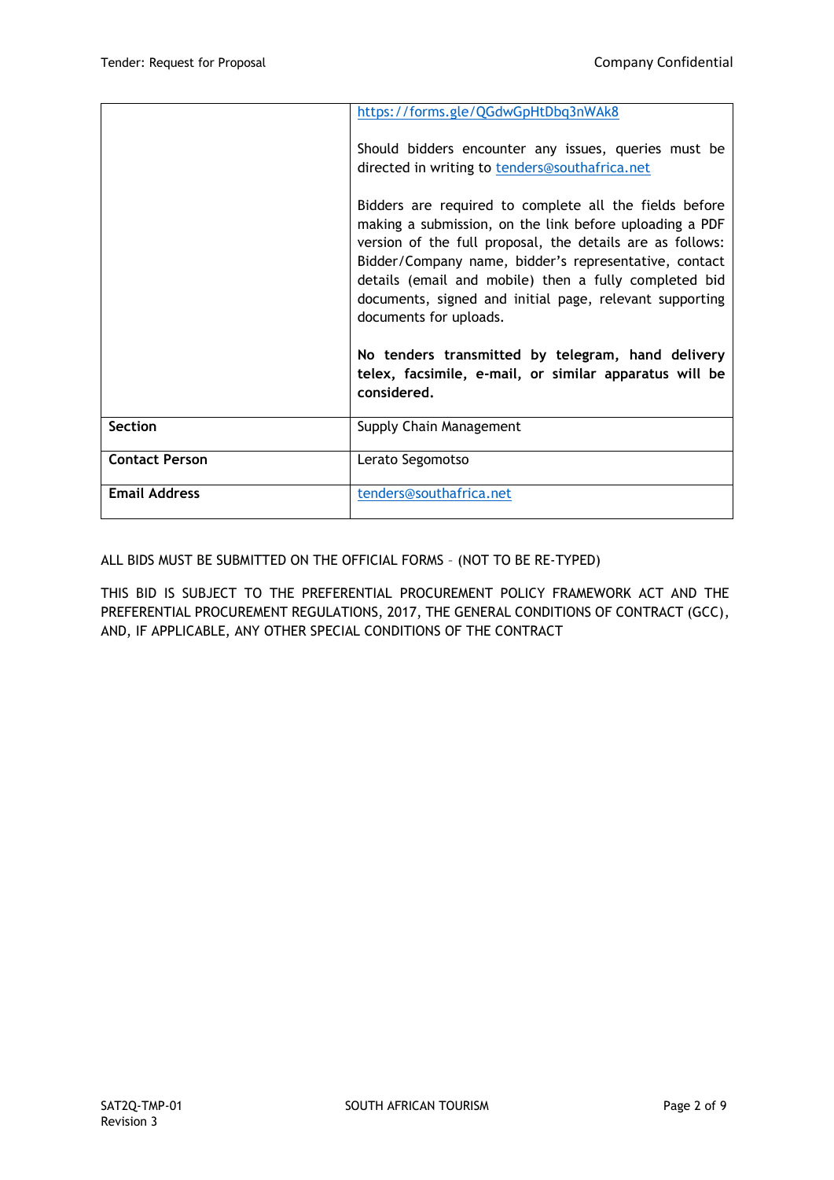| | |
|---|---|
| | https://forms.gle/QGdwGpHtDbq3nWAk8<br><br>Should bidders encounter any issues, queries must be directed in writing to tenders@southafrica.net<br><br>Bidders are required to complete all the fields before making a submission, on the link before uploading a PDF version of the full proposal, the details are as follows: Bidder/Company name, bidder's representative, contact details (email and mobile) then a fully completed bid documents, signed and initial page, relevant supporting documents for uploads.<br><br>**No tenders transmitted by telegram, hand delivery telex, facsimile, e-mail, or similar apparatus will be considered.** |
| **Section** | Supply Chain Management |
| **Contact Person** | Lerato Segomotso |
| **Email Address** | tenders@southafrica.net |

ALL BIDS MUST BE SUBMITTED ON THE OFFICIAL FORMS – (NOT TO BE RE-TYPED)

THIS BID IS SUBJECT TO THE PREFERENTIAL PROCUREMENT POLICY FRAMEWORK ACT AND THE PREFERENTIAL PROCUREMENT REGULATIONS, 2017, THE GENERAL CONDITIONS OF CONTRACT (GCC), AND, IF APPLICABLE, ANY OTHER SPECIAL CONDITIONS OF THE CONTRACT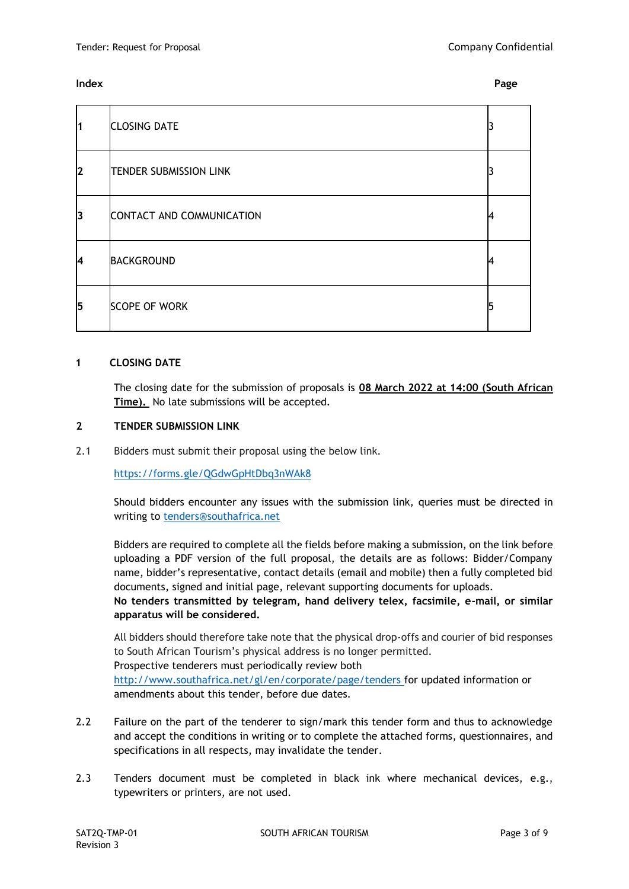**Index** **Page**

| | | |
|---|---|---|
| 1 | CLOSING DATE | 3 |
| 2 | TENDER SUBMISSION LINK | 3 |
| 3 | CONTACT AND COMMUNICATION | 4 |
| 4 | BACKGROUND | 4 |
| 5 | SCOPE OF WORK | 5 |

## 1 CLOSING DATE

The closing date for the submission of proposals is **08 March 2022 at 14:00 (South African Time).** No late submissions will be accepted.

## 2 TENDER SUBMISSION LINK

2.1 Bidders must submit their proposal using the below link.

https://forms.gle/QGdwGpHtDbq3nWAk8

Should bidders encounter any issues with the submission link, queries must be directed in writing to tenders@southafrica.net

Bidders are required to complete all the fields before making a submission, on the link before uploading a PDF version of the full proposal, the details are as follows: Bidder/Company name, bidder's representative, contact details (email and mobile) then a fully completed bid documents, signed and initial page, relevant supporting documents for uploads.
**No tenders transmitted by telegram, hand delivery telex, facsimile, e-mail, or similar apparatus will be considered.**

All bidders should therefore take note that the physical drop-offs and courier of bid responses to South African Tourism's physical address is no longer permitted.
Prospective tenderers must periodically review both http://www.southafrica.net/gl/en/corporate/page/tenders for updated information or amendments about this tender, before due dates.

2.2 Failure on the part of the tenderer to sign/mark this tender form and thus to acknowledge and accept the conditions in writing or to complete the attached forms, questionnaires, and specifications in all respects, may invalidate the tender.

2.3 Tenders document must be completed in black ink where mechanical devices, e.g., typewriters or printers, are not used.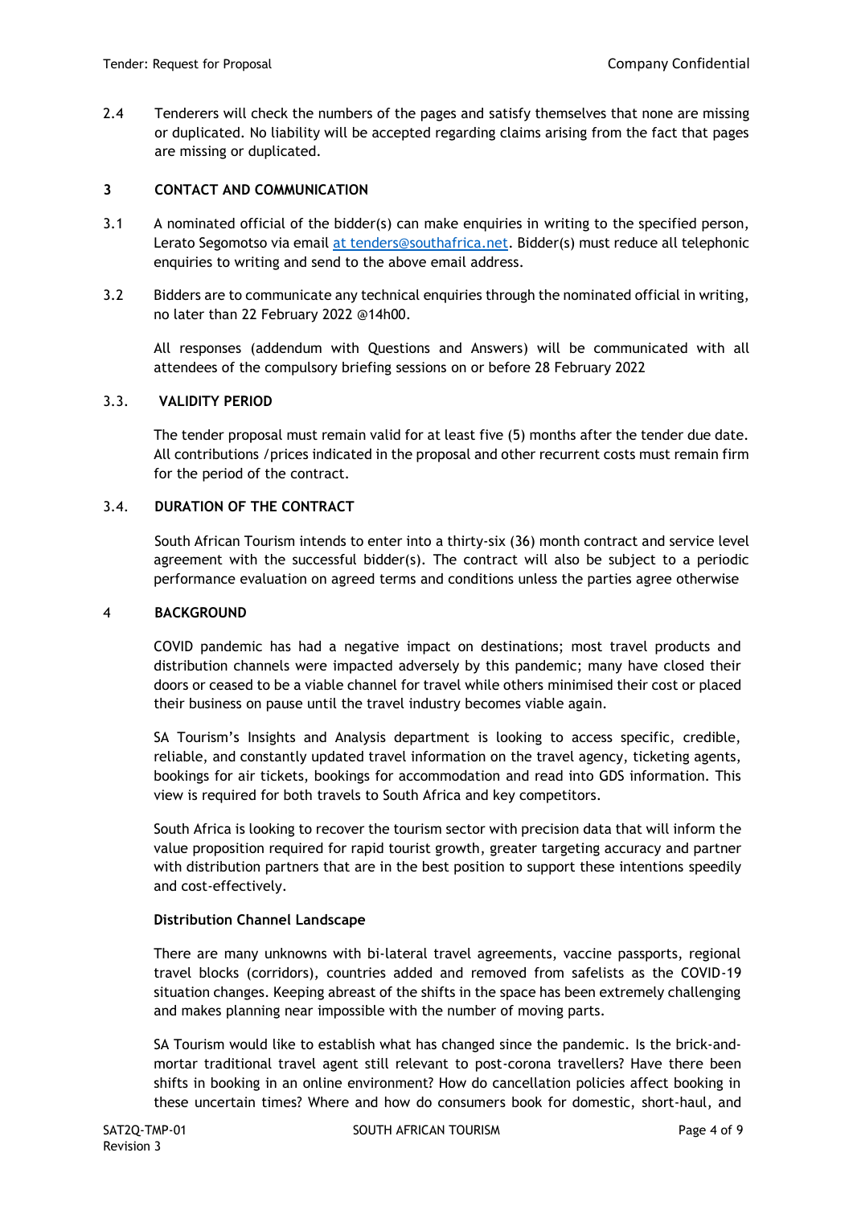2.4 Tenderers will check the numbers of the pages and satisfy themselves that none are missing or duplicated. No liability will be accepted regarding claims arising from the fact that pages are missing or duplicated.

## 3 CONTACT AND COMMUNICATION

3.1 A nominated official of the bidder(s) can make enquiries in writing to the specified person, Lerato Segomotso via email at tenders@southafrica.net. Bidder(s) must reduce all telephonic enquiries to writing and send to the above email address.

3.2 Bidders are to communicate any technical enquiries through the nominated official in writing, no later than 22 February 2022 @14h00.

All responses (addendum with Questions and Answers) will be communicated with all attendees of the compulsory briefing sessions on or before 28 February 2022

### 3.3. VALIDITY PERIOD

The tender proposal must remain valid for at least five (5) months after the tender due date. All contributions /prices indicated in the proposal and other recurrent costs must remain firm for the period of the contract.

### 3.4. DURATION OF THE CONTRACT

South African Tourism intends to enter into a thirty-six (36) month contract and service level agreement with the successful bidder(s). The contract will also be subject to a periodic performance evaluation on agreed terms and conditions unless the parties agree otherwise

## 4 BACKGROUND

COVID pandemic has had a negative impact on destinations; most travel products and distribution channels were impacted adversely by this pandemic; many have closed their doors or ceased to be a viable channel for travel while others minimised their cost or placed their business on pause until the travel industry becomes viable again.

SA Tourism's Insights and Analysis department is looking to access specific, credible, reliable, and constantly updated travel information on the travel agency, ticketing agents, bookings for air tickets, bookings for accommodation and read into GDS information. This view is required for both travels to South Africa and key competitors.

South Africa is looking to recover the tourism sector with precision data that will inform the value proposition required for rapid tourist growth, greater targeting accuracy and partner with distribution partners that are in the best position to support these intentions speedily and cost-effectively.

**Distribution Channel Landscape**

There are many unknowns with bi-lateral travel agreements, vaccine passports, regional travel blocks (corridors), countries added and removed from safelists as the COVID-19 situation changes. Keeping abreast of the shifts in the space has been extremely challenging and makes planning near impossible with the number of moving parts.

SA Tourism would like to establish what has changed since the pandemic. Is the brick-and-mortar traditional travel agent still relevant to post-corona travellers? Have there been shifts in booking in an online environment? How do cancellation policies affect booking in these uncertain times? Where and how do consumers book for domestic, short-haul, and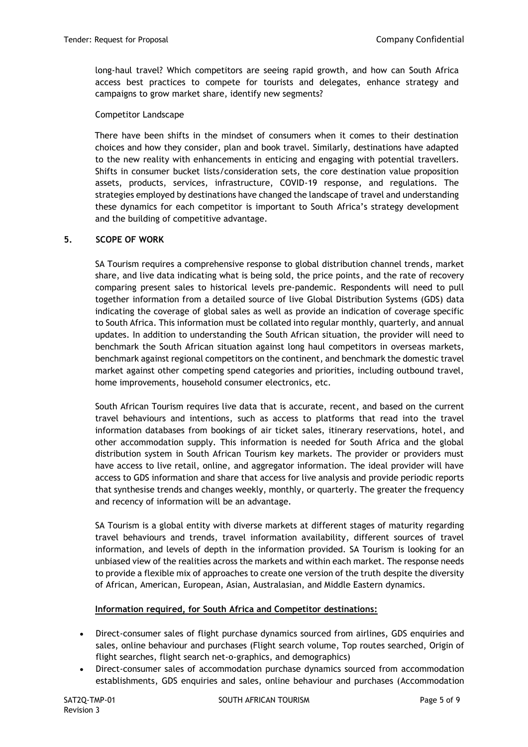long-haul travel? Which competitors are seeing rapid growth, and how can South Africa access best practices to compete for tourists and delegates, enhance strategy and campaigns to grow market share, identify new segments?

Competitor Landscape

There have been shifts in the mindset of consumers when it comes to their destination choices and how they consider, plan and book travel. Similarly, destinations have adapted to the new reality with enhancements in enticing and engaging with potential travellers. Shifts in consumer bucket lists/consideration sets, the core destination value proposition assets, products, services, infrastructure, COVID-19 response, and regulations. The strategies employed by destinations have changed the landscape of travel and understanding these dynamics for each competitor is important to South Africa's strategy development and the building of competitive advantage.

## 5. SCOPE OF WORK

SA Tourism requires a comprehensive response to global distribution channel trends, market share, and live data indicating what is being sold, the price points, and the rate of recovery comparing present sales to historical levels pre-pandemic. Respondents will need to pull together information from a detailed source of live Global Distribution Systems (GDS) data indicating the coverage of global sales as well as provide an indication of coverage specific to South Africa. This information must be collated into regular monthly, quarterly, and annual updates. In addition to understanding the South African situation, the provider will need to benchmark the South African situation against long haul competitors in overseas markets, benchmark against regional competitors on the continent, and benchmark the domestic travel market against other competing spend categories and priorities, including outbound travel, home improvements, household consumer electronics, etc.

South African Tourism requires live data that is accurate, recent, and based on the current travel behaviours and intentions, such as access to platforms that read into the travel information databases from bookings of air ticket sales, itinerary reservations, hotel, and other accommodation supply. This information is needed for South Africa and the global distribution system in South African Tourism key markets. The provider or providers must have access to live retail, online, and aggregator information. The ideal provider will have access to GDS information and share that access for live analysis and provide periodic reports that synthesise trends and changes weekly, monthly, or quarterly. The greater the frequency and recency of information will be an advantage.

SA Tourism is a global entity with diverse markets at different stages of maturity regarding travel behaviours and trends, travel information availability, different sources of travel information, and levels of depth in the information provided. SA Tourism is looking for an unbiased view of the realities across the markets and within each market. The response needs to provide a flexible mix of approaches to create one version of the truth despite the diversity of African, American, European, Asian, Australasian, and Middle Eastern dynamics.

**Information required, for South Africa and Competitor destinations:**

- Direct-consumer sales of flight purchase dynamics sourced from airlines, GDS enquiries and sales, online behaviour and purchases (Flight search volume, Top routes searched, Origin of flight searches, flight search net-o-graphics, and demographics)
- Direct-consumer sales of accommodation purchase dynamics sourced from accommodation establishments, GDS enquiries and sales, online behaviour and purchases (Accommodation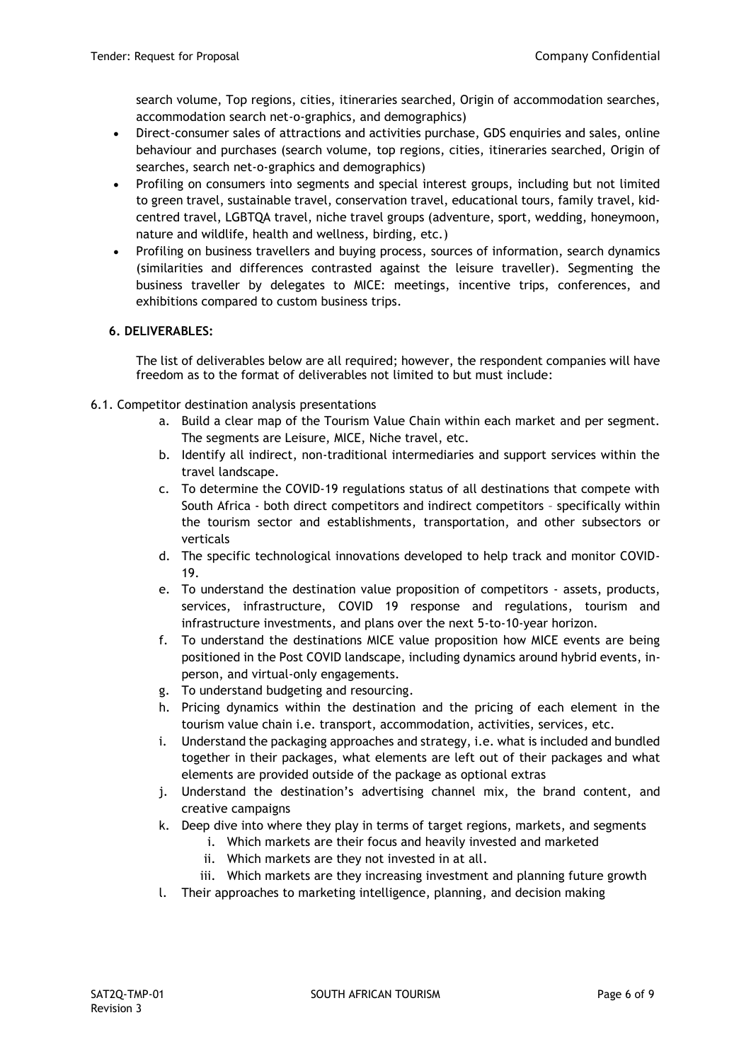search volume, Top regions, cities, itineraries searched, Origin of accommodation searches, accommodation search net-o-graphics, and demographics)

- Direct-consumer sales of attractions and activities purchase, GDS enquiries and sales, online behaviour and purchases (search volume, top regions, cities, itineraries searched, Origin of searches, search net-o-graphics and demographics)
- Profiling on consumers into segments and special interest groups, including but not limited to green travel, sustainable travel, conservation travel, educational tours, family travel, kid-centred travel, LGBTQA travel, niche travel groups (adventure, sport, wedding, honeymoon, nature and wildlife, health and wellness, birding, etc.)
- Profiling on business travellers and buying process, sources of information, search dynamics (similarities and differences contrasted against the leisure traveller). Segmenting the business traveller by delegates to MICE: meetings, incentive trips, conferences, and exhibitions compared to custom business trips.

## 6. DELIVERABLES:

The list of deliverables below are all required; however, the respondent companies will have freedom as to the format of deliverables not limited to but must include:

6.1. Competitor destination analysis presentations

a. Build a clear map of the Tourism Value Chain within each market and per segment. The segments are Leisure, MICE, Niche travel, etc.

b. Identify all indirect, non-traditional intermediaries and support services within the travel landscape.

c. To determine the COVID-19 regulations status of all destinations that compete with South Africa - both direct competitors and indirect competitors – specifically within the tourism sector and establishments, transportation, and other subsectors or verticals

d. The specific technological innovations developed to help track and monitor COVID-19.

e. To understand the destination value proposition of competitors - assets, products, services, infrastructure, COVID 19 response and regulations, tourism and infrastructure investments, and plans over the next 5-to-10-year horizon.

f. To understand the destinations MICE value proposition how MICE events are being positioned in the Post COVID landscape, including dynamics around hybrid events, in-person, and virtual-only engagements.

g. To understand budgeting and resourcing.

h. Pricing dynamics within the destination and the pricing of each element in the tourism value chain i.e. transport, accommodation, activities, services, etc.

i. Understand the packaging approaches and strategy, i.e. what is included and bundled together in their packages, what elements are left out of their packages and what elements are provided outside of the package as optional extras

j. Understand the destination's advertising channel mix, the brand content, and creative campaigns

k. Deep dive into where they play in terms of target regions, markets, and segments

   i. Which markets are their focus and heavily invested and marketed

   ii. Which markets are they not invested in at all.

   iii. Which markets are they increasing investment and planning future growth

l. Their approaches to marketing intelligence, planning, and decision making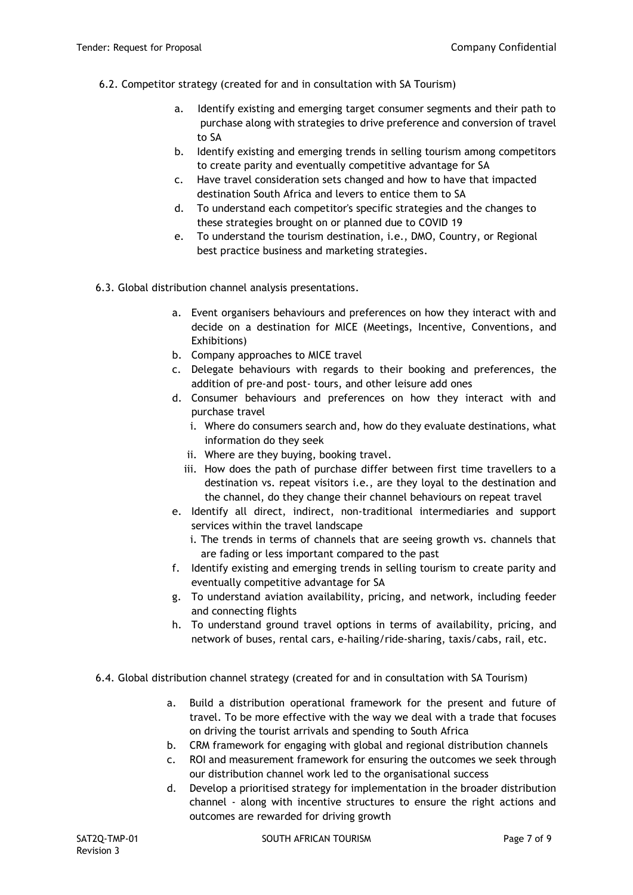6.2. Competitor strategy (created for and in consultation with SA Tourism)

a. Identify existing and emerging target consumer segments and their path to purchase along with strategies to drive preference and conversion of travel to SA
b. Identify existing and emerging trends in selling tourism among competitors to create parity and eventually competitive advantage for SA
c. Have travel consideration sets changed and how to have that impacted destination South Africa and levers to entice them to SA
d. To understand each competitor's specific strategies and the changes to these strategies brought on or planned due to COVID 19
e. To understand the tourism destination, i.e., DMO, Country, or Regional best practice business and marketing strategies.

6.3. Global distribution channel analysis presentations.

a. Event organisers behaviours and preferences on how they interact with and decide on a destination for MICE (Meetings, Incentive, Conventions, and Exhibitions)
b. Company approaches to MICE travel
c. Delegate behaviours with regards to their booking and preferences, the addition of pre-and post- tours, and other leisure add ones
d. Consumer behaviours and preferences on how they interact with and purchase travel
   i. Where do consumers search and, how do they evaluate destinations, what information do they seek
   ii. Where are they buying, booking travel.
   iii. How does the path of purchase differ between first time travellers to a destination vs. repeat visitors i.e., are they loyal to the destination and the channel, do they change their channel behaviours on repeat travel
e. Identify all direct, indirect, non-traditional intermediaries and support services within the travel landscape
   i. The trends in terms of channels that are seeing growth vs. channels that are fading or less important compared to the past
f. Identify existing and emerging trends in selling tourism to create parity and eventually competitive advantage for SA
g. To understand aviation availability, pricing, and network, including feeder and connecting flights
h. To understand ground travel options in terms of availability, pricing, and network of buses, rental cars, e-hailing/ride-sharing, taxis/cabs, rail, etc.

6.4. Global distribution channel strategy (created for and in consultation with SA Tourism)

a. Build a distribution operational framework for the present and future of travel. To be more effective with the way we deal with a trade that focuses on driving the tourist arrivals and spending to South Africa
b. CRM framework for engaging with global and regional distribution channels
c. ROI and measurement framework for ensuring the outcomes we seek through our distribution channel work led to the organisational success
d. Develop a prioritised strategy for implementation in the broader distribution channel - along with incentive structures to ensure the right actions and outcomes are rewarded for driving growth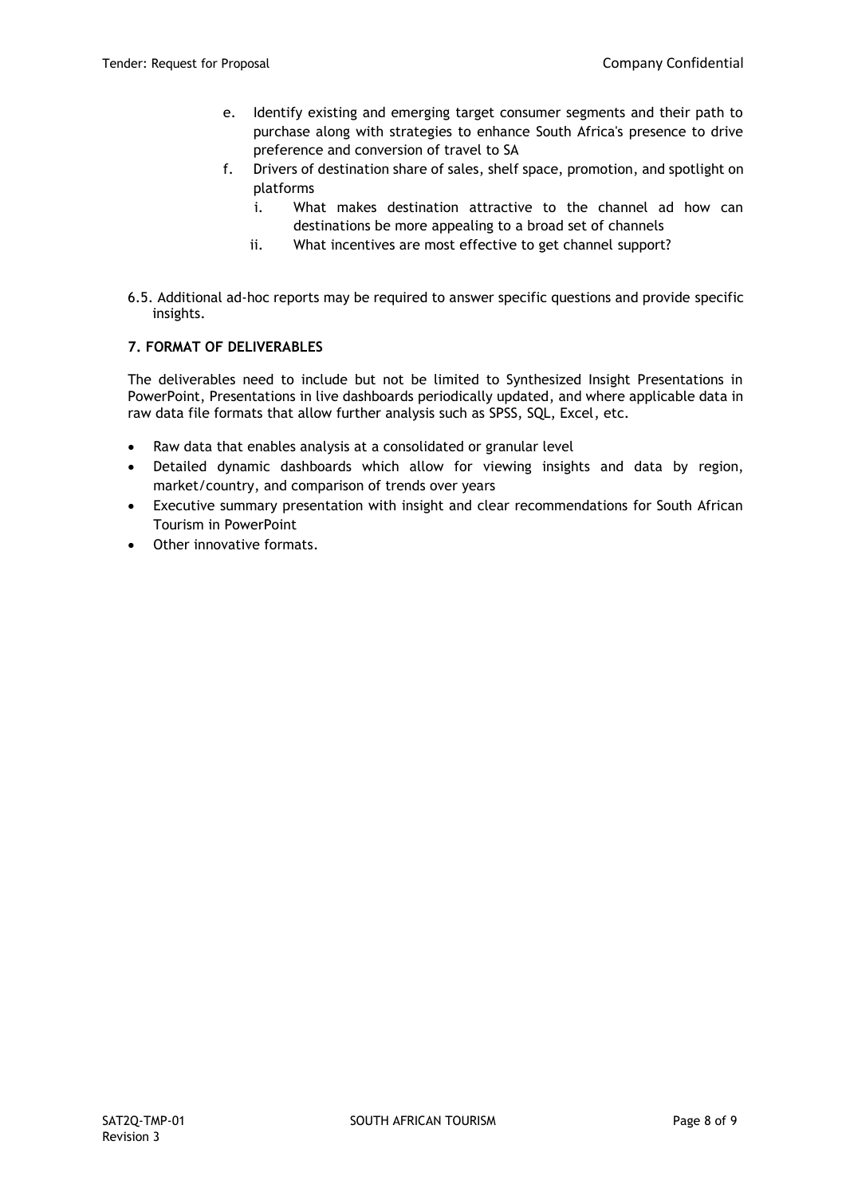e. Identify existing and emerging target consumer segments and their path to purchase along with strategies to enhance South Africa's presence to drive preference and conversion of travel to SA

f. Drivers of destination share of sales, shelf space, promotion, and spotlight on platforms

   i. What makes destination attractive to the channel ad how can destinations be more appealing to a broad set of channels

   ii. What incentives are most effective to get channel support?

6.5. Additional ad-hoc reports may be required to answer specific questions and provide specific insights.

**7. FORMAT OF DELIVERABLES**

The deliverables need to include but not be limited to Synthesized Insight Presentations in PowerPoint, Presentations in live dashboards periodically updated, and where applicable data in raw data file formats that allow further analysis such as SPSS, SQL, Excel, etc.

- Raw data that enables analysis at a consolidated or granular level
- Detailed dynamic dashboards which allow for viewing insights and data by region, market/country, and comparison of trends over years
- Executive summary presentation with insight and clear recommendations for South African Tourism in PowerPoint
- Other innovative formats.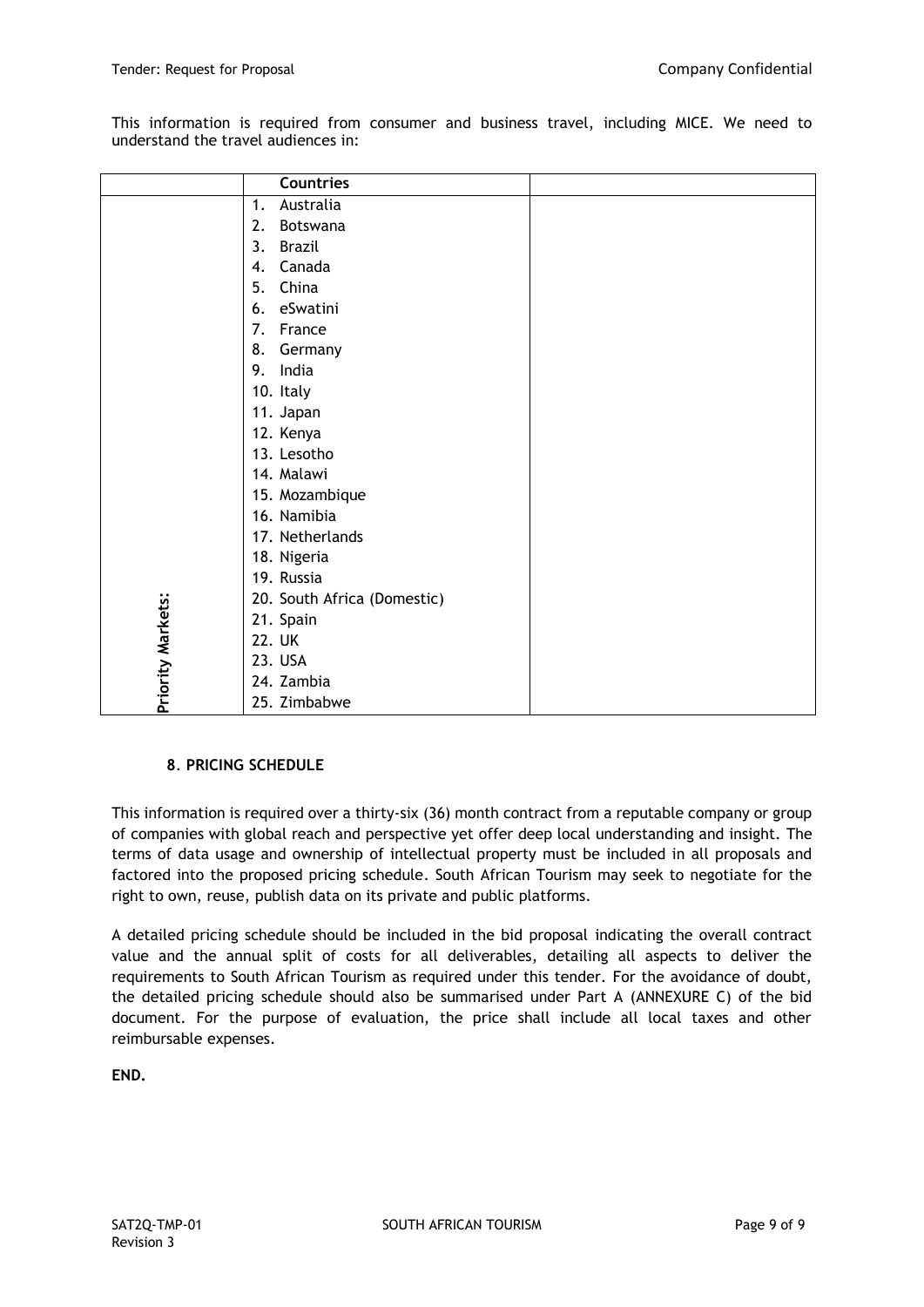This information is required from consumer and business travel, including MICE. We need to understand the travel audiences in:

| | Countries | |
|---|---|---|
| Priority Markets: | 1. Australia | |
| | 2. Botswana | |
| | 3. Brazil | |
| | 4. Canada | |
| | 5. China | |
| | 6. eSwatini | |
| | 7. France | |
| | 8. Germany | |
| | 9. India | |
| | 10. Italy | |
| | 11. Japan | |
| | 12. Kenya | |
| | 13. Lesotho | |
| | 14. Malawi | |
| | 15. Mozambique | |
| | 16. Namibia | |
| | 17. Netherlands | |
| | 18. Nigeria | |
| | 19. Russia | |
| | 20. South Africa (Domestic) | |
| | 21. Spain | |
| | 22. UK | |
| | 23. USA | |
| | 24. Zambia | |
| | 25. Zimbabwe | |

## 8. PRICING SCHEDULE

This information is required over a thirty-six (36) month contract from a reputable company or group of companies with global reach and perspective yet offer deep local understanding and insight. The terms of data usage and ownership of intellectual property must be included in all proposals and factored into the proposed pricing schedule. South African Tourism may seek to negotiate for the right to own, reuse, publish data on its private and public platforms.

A detailed pricing schedule should be included in the bid proposal indicating the overall contract value and the annual split of costs for all deliverables, detailing all aspects to deliver the requirements to South African Tourism as required under this tender. For the avoidance of doubt, the detailed pricing schedule should also be summarised under Part A (ANNEXURE C) of the bid document. For the purpose of evaluation, the price shall include all local taxes and other reimbursable expenses.

**END.**